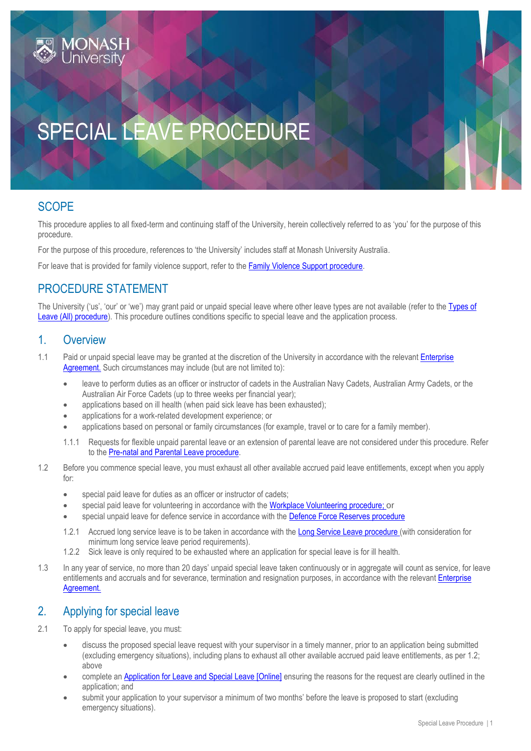# SPECIAL LEAVE PROCEDURE

## SCOPE

This procedure applies to all fixed-term and continuing staff of the University, herein collectively referred to as 'you' for the purpose of this procedure.

For the purpose of this procedure, references to 'the University' includes staff at Monash University Australia.

For leave that is provided for family violence support, refer to the Family Violence Support procedure.

## PROCEDURE STATEMENT

The University ('us', 'our' or 'we') may grant paid or unpaid special leave where other leave types are not available (refer to the Types of Leave (All) procedure). This procedure outlines conditions specific to special leave and the application process.

## 1. Overview

1.1 Paid or unpaid special leave may be granted at the discretion of the University in accordance with the relevant Enterprise Agreement. Such circumstances may include (but are not limited to):

- leave to perform duties as an officer or instructor of cadets in the Australian Navy Cadets, Australian Army Cadets, or the Australian Air Force Cadets (up to three weeks per financial year);
- applications based on ill health (when paid sick leave has been exhausted);
- applications for a work-related development experience; or
- applications based on personal or family circumstances (for example, travel or to care for a family member).

1.1.1 Requests for flexible unpaid parental leave or an extension of parental leave are not considered under this procedure. Refer to the Pre-natal and Parental Leave procedure.

1.2 Before you commence special leave, you must exhaust all other available accrued paid leave entitlements, except when you apply for:

- special paid leave for duties as an officer or instructor of cadets;
- special paid leave for volunteering in accordance with the Workplace Volunteering procedure; or
- special unpaid leave for defence service in accordance with the Defence Force Reserves procedure

1.2.1 Accrued long service leave is to be taken in accordance with the Long Service Leave procedure (with consideration for minimum long service leave period requirements).

1.2.2 Sick leave is only required to be exhausted where an application for special leave is for ill health.

1.3 In any year of service, no more than 20 days' unpaid special leave taken continuously or in aggregate will count as service, for leave entitlements and accruals and for severance, termination and resignation purposes, in accordance with the relevant Enterprise Agreement.

## 2. Applying for special leave

2.1 To apply for special leave, you must:

- discuss the proposed special leave request with your supervisor in a timely manner, prior to an application being submitted (excluding emergency situations), including plans to exhaust all other available accrued paid leave entitlements, as per 1.2; above
- complete an Application for Leave and Special Leave [Online] ensuring the reasons for the request are clearly outlined in the application; and
- submit your application to your supervisor a minimum of two months' before the leave is proposed to start (excluding emergency situations).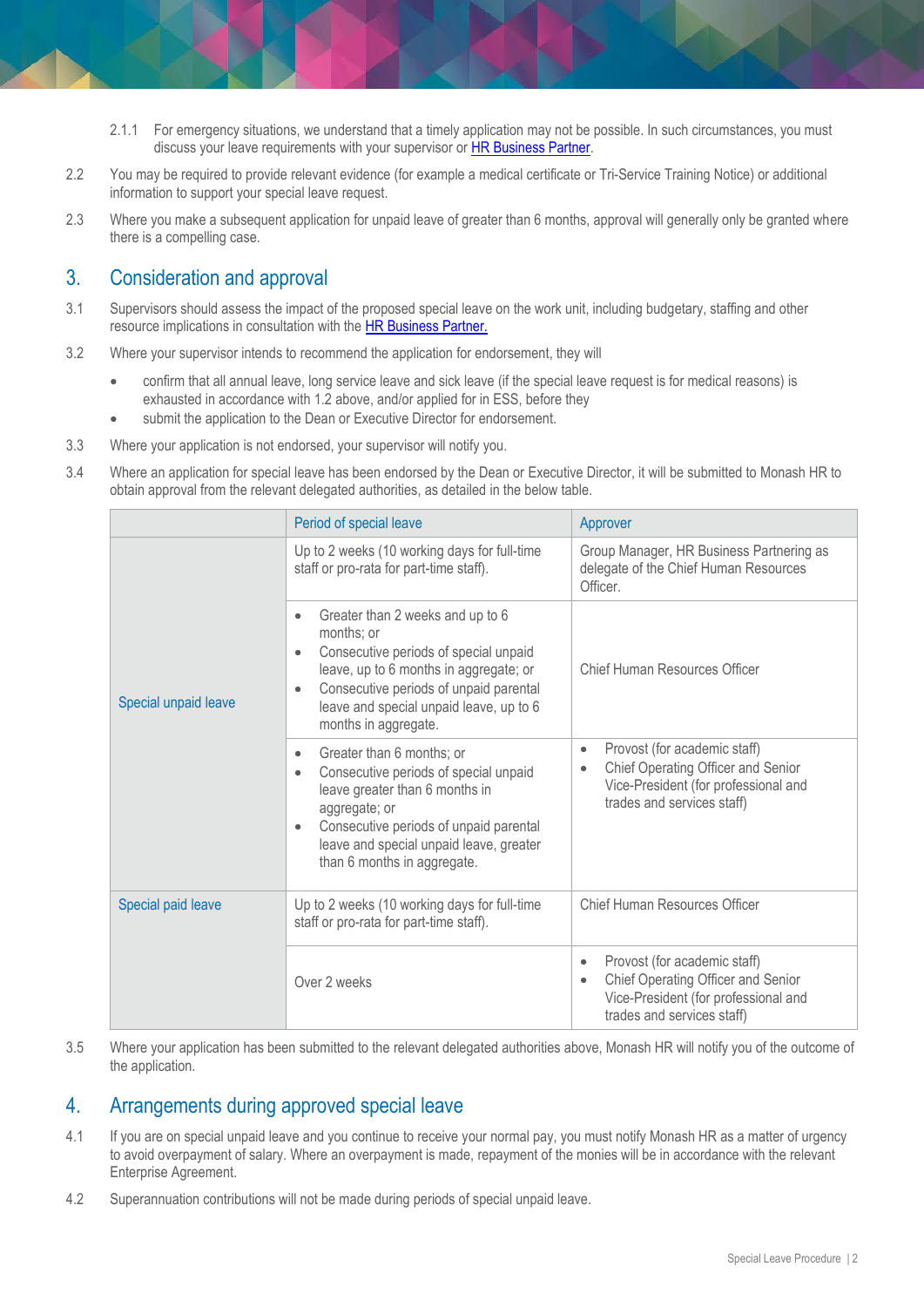2.1.1 For emergency situations, we understand that a timely application may not be possible. In such circumstances, you must discuss your leave requirements with your supervisor or [HR Business Partner](#).

2.2 You may be required to provide relevant evidence (for example a medical certificate or Tri-Service Training Notice) or additional information to support your special leave request.

2.3 Where you make a subsequent application for unpaid leave of greater than 6 months, approval will generally only be granted where there is a compelling case.

## 3. Consideration and approval

3.1 Supervisors should assess the impact of the proposed special leave on the work unit, including budgetary, staffing and other resource implications in consultation with the [HR Business Partner.](#)

3.2 Where your supervisor intends to recommend the application for endorsement, they will

- confirm that all annual leave, long service leave and sick leave (if the special leave request is for medical reasons) is exhausted in accordance with 1.2 above, and/or applied for in ESS, before they
- submit the application to the Dean or Executive Director for endorsement.

3.3 Where your application is not endorsed, your supervisor will notify you.

3.4 Where an application for special leave has been endorsed by the Dean or Executive Director, it will be submitted to Monash HR to obtain approval from the relevant delegated authorities, as detailed in the below table.

| | Period of special leave | Approver |
|---|---|---|
| Special unpaid leave | Up to 2 weeks (10 working days for full-time staff or pro-rata for part-time staff). | Group Manager, HR Business Partnering as delegate of the Chief Human Resources Officer. |
| | • Greater than 2 weeks and up to 6 months; or<br>• Consecutive periods of special unpaid leave, up to 6 months in aggregate; or<br>• Consecutive periods of unpaid parental leave and special unpaid leave, up to 6 months in aggregate. | Chief Human Resources Officer |
| | • Greater than 6 months; or<br>• Consecutive periods of special unpaid leave greater than 6 months in aggregate; or<br>• Consecutive periods of unpaid parental leave and special unpaid leave, greater than 6 months in aggregate. | • Provost (for academic staff)<br>• Chief Operating Officer and Senior Vice-President (for professional and trades and services staff) |
| Special paid leave | Up to 2 weeks (10 working days for full-time staff or pro-rata for part-time staff). | Chief Human Resources Officer |
| | Over 2 weeks | • Provost (for academic staff)<br>• Chief Operating Officer and Senior Vice-President (for professional and trades and services staff) |

3.5 Where your application has been submitted to the relevant delegated authorities above, Monash HR will notify you of the outcome of the application.

## 4. Arrangements during approved special leave

4.1 If you are on special unpaid leave and you continue to receive your normal pay, you must notify Monash HR as a matter of urgency to avoid overpayment of salary. Where an overpayment is made, repayment of the monies will be in accordance with the relevant Enterprise Agreement.

4.2 Superannuation contributions will not be made during periods of special unpaid leave.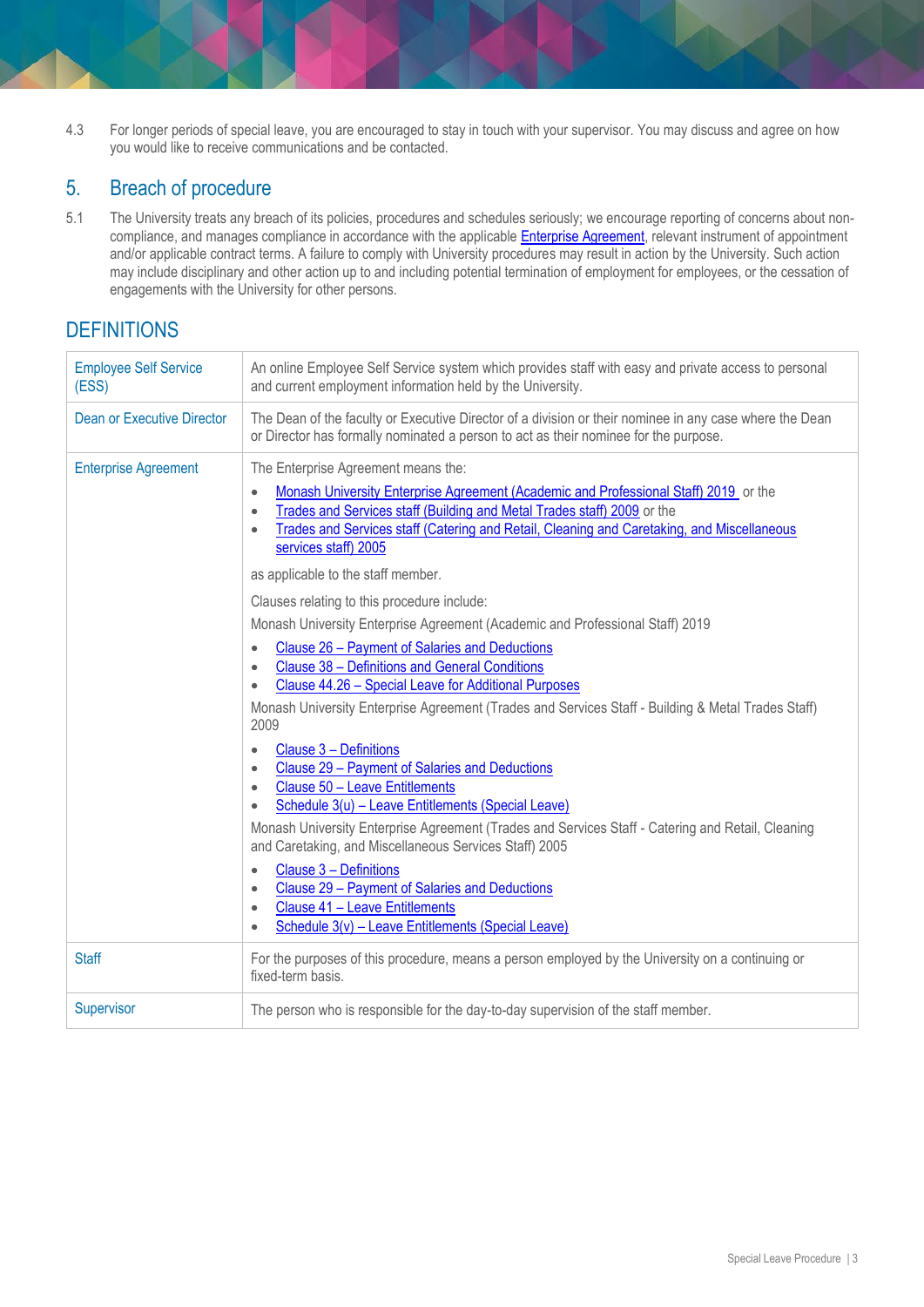4.3 For longer periods of special leave, you are encouraged to stay in touch with your supervisor. You may discuss and agree on how you would like to receive communications and be contacted.

## 5. Breach of procedure

5.1 The University treats any breach of its policies, procedures and schedules seriously; we encourage reporting of concerns about non-compliance, and manages compliance in accordance with the applicable Enterprise Agreement, relevant instrument of appointment and/or applicable contract terms. A failure to comply with University procedures may result in action by the University. Such action may include disciplinary and other action up to and including potential termination of employment for employees, or the cessation of engagements with the University for other persons.

## DEFINITIONS

| | |
|---|---|
| Employee Self Service (ESS) | An online Employee Self Service system which provides staff with easy and private access to personal and current employment information held by the University. |
| Dean or Executive Director | The Dean of the faculty or Executive Director of a division or their nominee in any case where the Dean or Director has formally nominated a person to act as their nominee for the purpose. |
| Enterprise Agreement | The Enterprise Agreement means the:<br>• Monash University Enterprise Agreement (Academic and Professional Staff) 2019 or the<br>• Trades and Services staff (Building and Metal Trades staff) 2009 or the<br>• Trades and Services staff (Catering and Retail, Cleaning and Caretaking, and Miscellaneous services staff) 2005<br><br>as applicable to the staff member.<br><br>Clauses relating to this procedure include:<br><br>Monash University Enterprise Agreement (Academic and Professional Staff) 2019<br>• Clause 26 – Payment of Salaries and Deductions<br>• Clause 38 – Definitions and General Conditions<br>• Clause 44.26 – Special Leave for Additional Purposes<br><br>Monash University Enterprise Agreement (Trades and Services Staff - Building & Metal Trades Staff) 2009<br>• Clause 3 – Definitions<br>• Clause 29 – Payment of Salaries and Deductions<br>• Clause 50 – Leave Entitlements<br>• Schedule 3(u) – Leave Entitlements (Special Leave)<br><br>Monash University Enterprise Agreement (Trades and Services Staff - Catering and Retail, Cleaning and Caretaking, and Miscellaneous Services Staff) 2005<br>• Clause 3 – Definitions<br>• Clause 29 – Payment of Salaries and Deductions<br>• Clause 41 – Leave Entitlements<br>• Schedule 3(v) – Leave Entitlements (Special Leave) |
| Staff | For the purposes of this procedure, means a person employed by the University on a continuing or fixed-term basis. |
| Supervisor | The person who is responsible for the day-to-day supervision of the staff member. |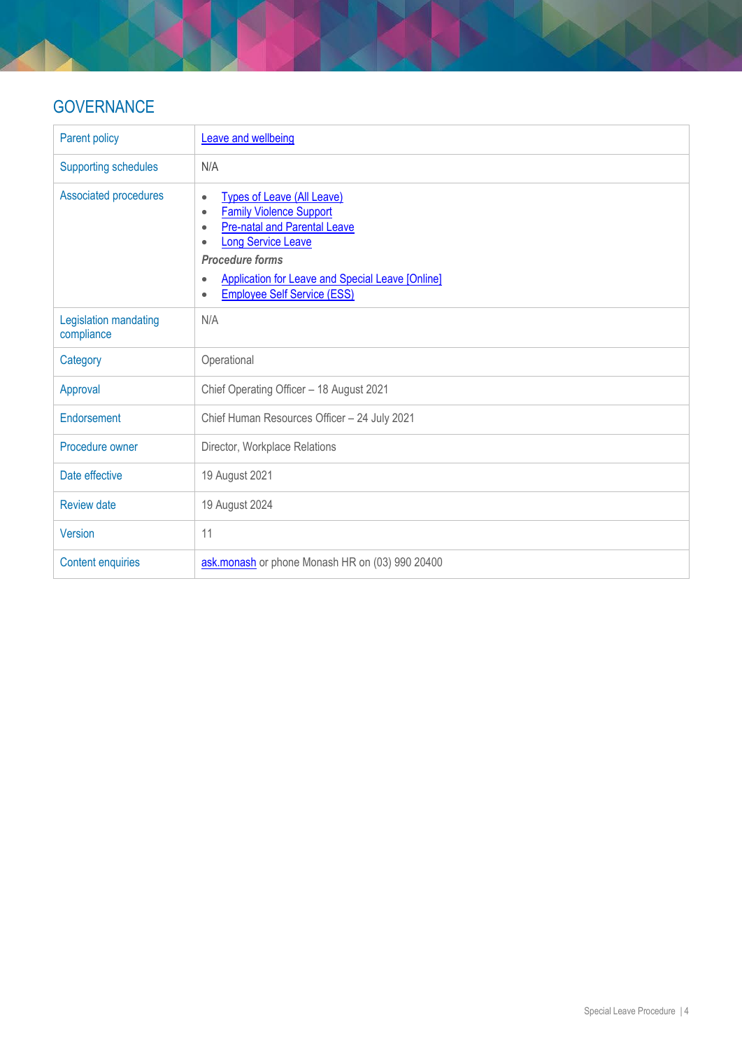## GOVERNANCE

| | |
|---|---|
| Parent policy | Leave and wellbeing |
| Supporting schedules | N/A |
| Associated procedures | • Types of Leave (All Leave)<br>• Family Violence Support<br>• Pre-natal and Parental Leave<br>• Long Service Leave<br>***Procedure forms***<br>• Application for Leave and Special Leave [Online]<br>• Employee Self Service (ESS) |
| Legislation mandating compliance | N/A |
| Category | Operational |
| Approval | Chief Operating Officer – 18 August 2021 |
| Endorsement | Chief Human Resources Officer – 24 July 2021 |
| Procedure owner | Director, Workplace Relations |
| Date effective | 19 August 2021 |
| Review date | 19 August 2024 |
| Version | 11 |
| Content enquiries | ask.monash or phone Monash HR on (03) 990 20400 |